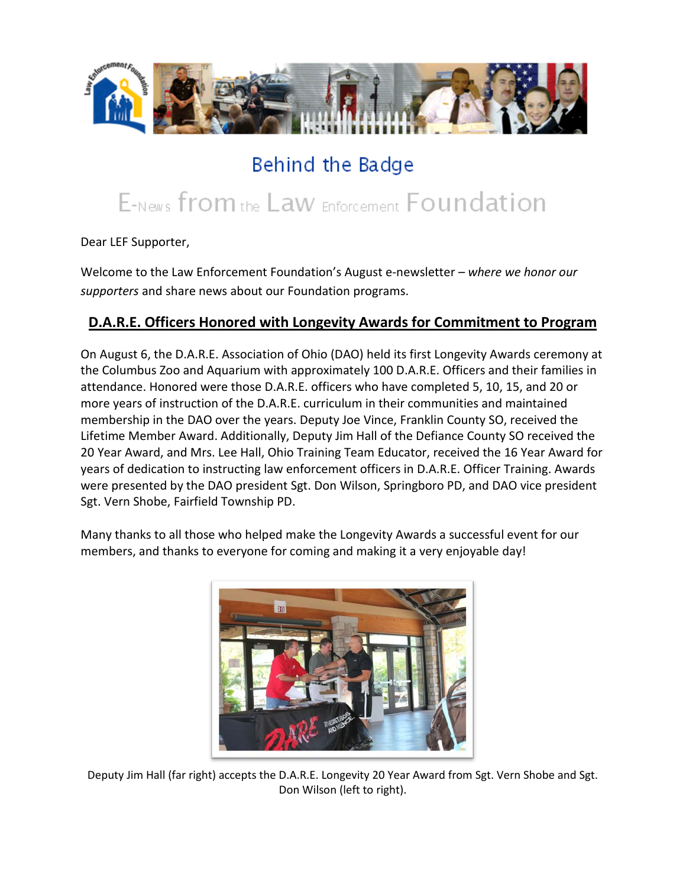# Behind the Badge

## E-News from the Law Enforcement Foundation

Dear LEF Supporter,

Welcome to the Law Enforcement Foundation's August e-newsletter – *where we honor our supporters* and share news about our Foundation programs.

## D.A.R.E. Officers Honored with Longevity Awards for Commitment to Program

On August 6, the D.A.R.E. Association of Ohio (DAO) held its first Longevity Awards ceremony at the Columbus Zoo and Aquarium with approximately 100 D.A.R.E. Officers and their families in attendance. Honored were those D.A.R.E. officers who have completed 5, 10, 15, and 20 or more years of instruction of the D.A.R.E. curriculum in their communities and maintained membership in the DAO over the years. Deputy Joe Vince, Franklin County SO, received the Lifetime Member Award. Additionally, Deputy Jim Hall of the Defiance County SO received the 20 Year Award, and Mrs. Lee Hall, Ohio Training Team Educator, received the 16 Year Award for years of dedication to instructing law enforcement officers in D.A.R.E. Officer Training. Awards were presented by the DAO president Sgt. Don Wilson, Springboro PD, and DAO vice president Sgt. Vern Shobe, Fairfield Township PD.

Many thanks to all those who helped make the Longevity Awards a successful event for our members, and thanks to everyone for coming and making it a very enjoyable day!

Deputy Jim Hall (far right) accepts the D.A.R.E. Longevity 20 Year Award from Sgt. Vern Shobe and Sgt. Don Wilson (left to right).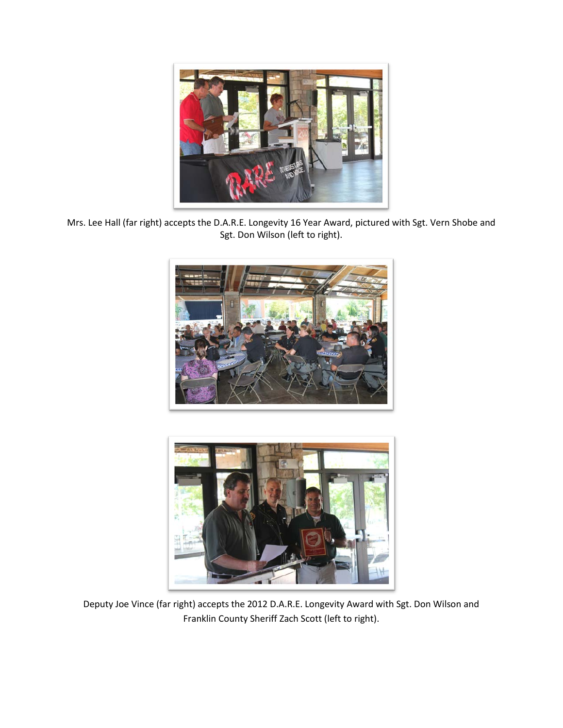Mrs. Lee Hall (far right) accepts the D.A.R.E. Longevity 16 Year Award, pictured with Sgt. Vern Shobe and Sgt. Don Wilson (left to right).

Deputy Joe Vince (far right) accepts the 2012 D.A.R.E. Longevity Award with Sgt. Don Wilson and Franklin County Sheriff Zach Scott (left to right).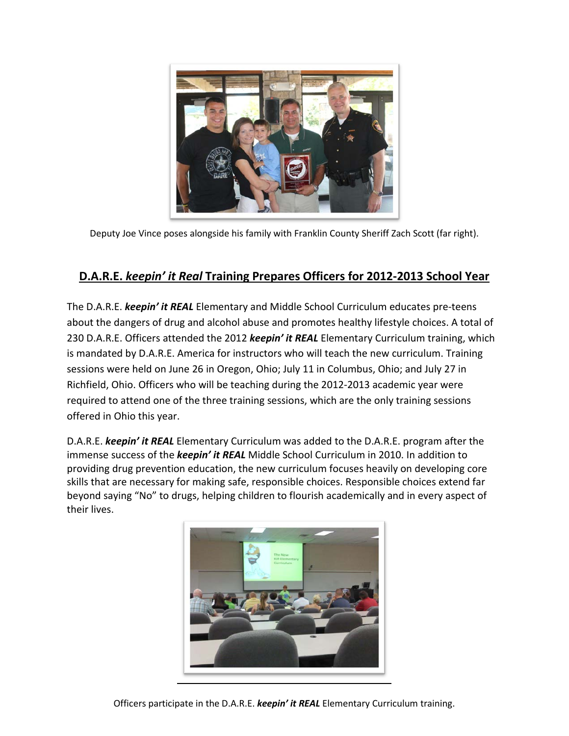Deputy Joe Vince poses alongside his family with Franklin County Sheriff Zach Scott (far right).

## D.A.R.E. *keepin' it Real* Training Prepares Officers for 2012-2013 School Year

The D.A.R.E. ***keepin' it REAL*** Elementary and Middle School Curriculum educates pre-teens about the dangers of drug and alcohol abuse and promotes healthy lifestyle choices. A total of 230 D.A.R.E. Officers attended the 2012 ***keepin' it REAL*** Elementary Curriculum training, which is mandated by D.A.R.E. America for instructors who will teach the new curriculum. Training sessions were held on June 26 in Oregon, Ohio; July 11 in Columbus, Ohio; and July 27 in Richfield, Ohio. Officers who will be teaching during the 2012-2013 academic year were required to attend one of the three training sessions, which are the only training sessions offered in Ohio this year.

D.A.R.E. ***keepin' it REAL*** Elementary Curriculum was added to the D.A.R.E. program after the immense success of the ***keepin' it REAL*** Middle School Curriculum in 2010. In addition to providing drug prevention education, the new curriculum focuses heavily on developing core skills that are necessary for making safe, responsible choices. Responsible choices extend far beyond saying "No" to drugs, helping children to flourish academically and in every aspect of their lives.

Officers participate in the D.A.R.E. ***keepin' it REAL*** Elementary Curriculum training.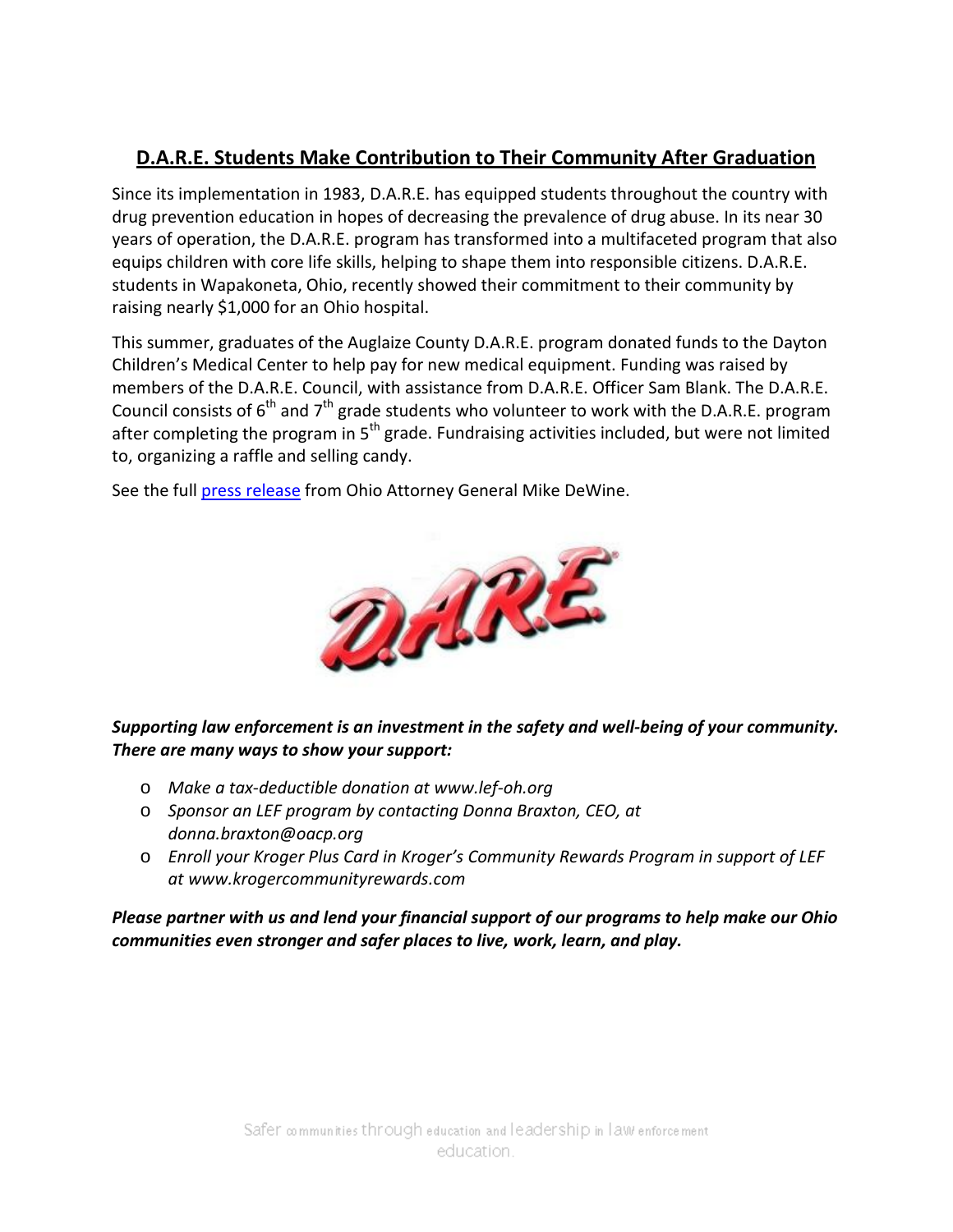## D.A.R.E. Students Make Contribution to Their Community After Graduation

Since its implementation in 1983, D.A.R.E. has equipped students throughout the country with drug prevention education in hopes of decreasing the prevalence of drug abuse. In its near 30 years of operation, the D.A.R.E. program has transformed into a multifaceted program that also equips children with core life skills, helping to shape them into responsible citizens. D.A.R.E. students in Wapakoneta, Ohio, recently showed their commitment to their community by raising nearly $1,000 for an Ohio hospital.

This summer, graduates of the Auglaize County D.A.R.E. program donated funds to the Dayton Children's Medical Center to help pay for new medical equipment. Funding was raised by members of the D.A.R.E. Council, with assistance from D.A.R.E. Officer Sam Blank. The D.A.R.E. Council consists of 6th and 7th grade students who volunteer to work with the D.A.R.E. program after completing the program in 5th grade. Fundraising activities included, but were not limited to, organizing a raffle and selling candy.

See the full press release from Ohio Attorney General Mike DeWine.

***Supporting law enforcement is an investment in the safety and well-being of your community. There are many ways to show your support:***

- *Make a tax-deductible donation at www.lef-oh.org*
- *Sponsor an LEF program by contacting Donna Braxton, CEO, at donna.braxton@oacp.org*
- *Enroll your Kroger Plus Card in Kroger's Community Rewards Program in support of LEF at www.krogercommunityrewards.com*

***Please partner with us and lend your financial support of our programs to help make our Ohio communities even stronger and safer places to live, work, learn, and play.***